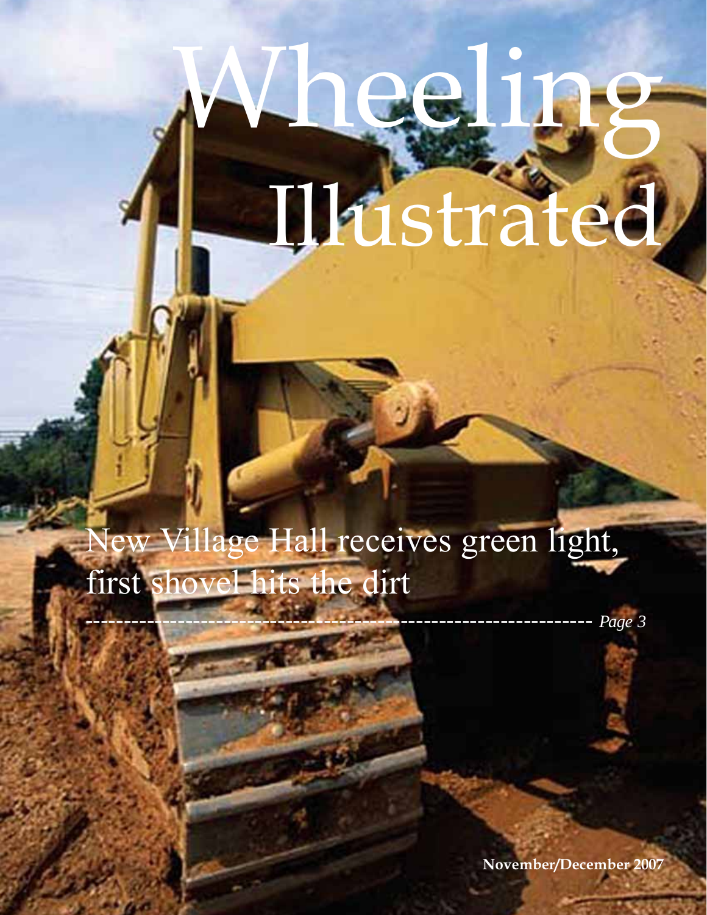# Wheeling Illustrated

## New Village Hall receives green light, first shovel hits the dirt

------------------------------------------------------------------- *Page 3*

**November/December 2007**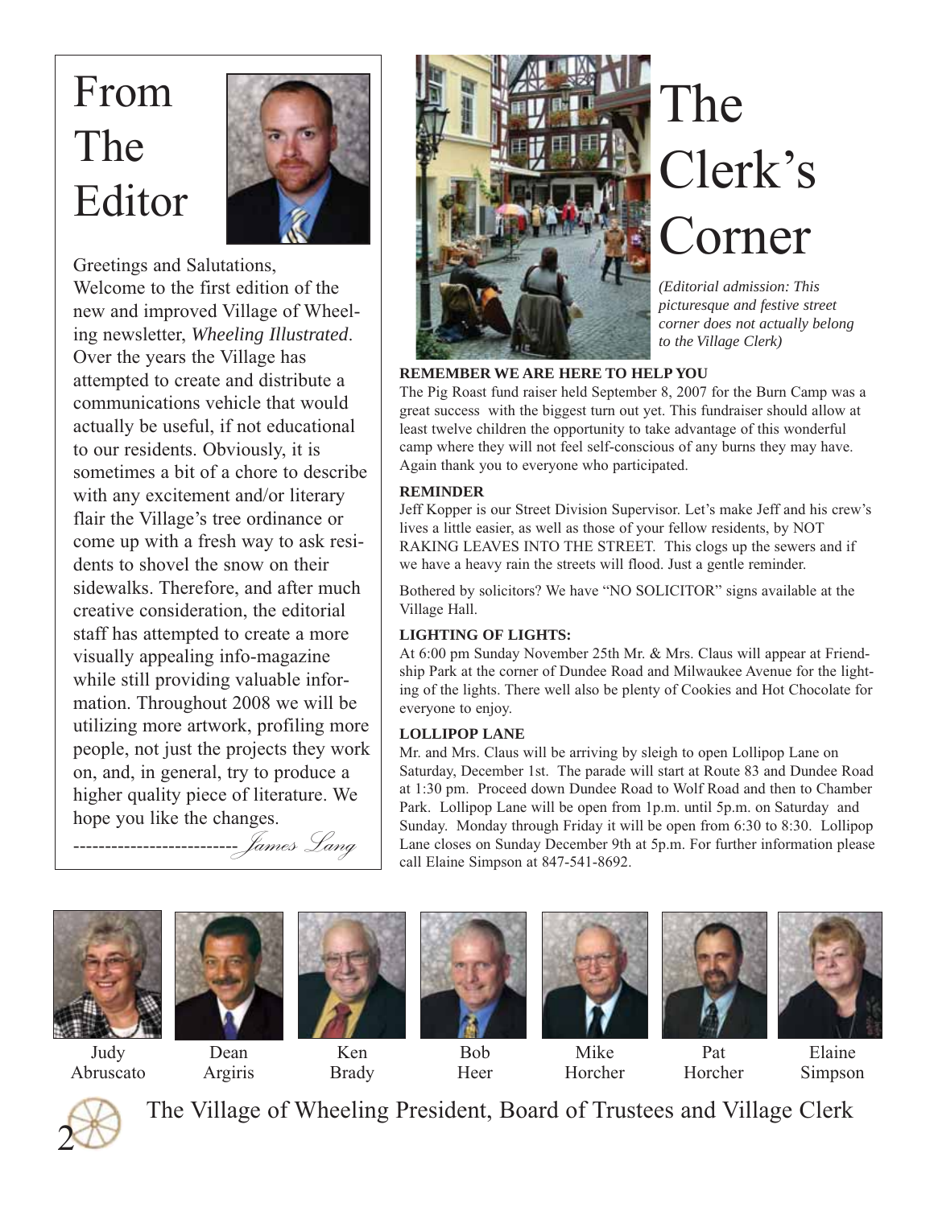# From The Editor

Greetings and Salutations,

Welcome to the first edition of the new and improved Village of Wheeling newsletter, *Wheeling Illustrated*. Over the years the Village has attempted to create and distribute a communications vehicle that would actually be useful, if not educational to our residents. Obviously, it is sometimes a bit of a chore to describe with any excitement and/or literary flair the Village's tree ordinance or come up with a fresh way to ask residents to shovel the snow on their sidewalks. Therefore, and after much creative consideration, the editorial staff has attempted to create a more visually appealing info-magazine while still providing valuable information. Throughout 2008 we will be utilizing more artwork, profiling more people, not just the projects they work on, and, in general, try to produce a higher quality piece of literature. We hope you like the changes.

-------------------------*James Lang*

# The Clerk's Corner

*(Editorial admission: This picturesque and festive street corner does not actually belong to the Village Clerk)*

**REMEMBER WE ARE HERE TO HELP YOU**

The Pig Roast fund raiser held September 8, 2007 for the Burn Camp was a great success with the biggest turn out yet. This fundraiser should allow at least twelve children the opportunity to take advantage of this wonderful camp where they will not feel self-conscious of any burns they may have. Again thank you to everyone who participated.

**REMINDER**

Jeff Kopper is our Street Division Supervisor. Let's make Jeff and his crew's lives a little easier, as well as those of your fellow residents, by NOT RAKING LEAVES INTO THE STREET. This clogs up the sewers and if we have a heavy rain the streets will flood. Just a gentle reminder.

Bothered by solicitors? We have "NO SOLICITOR" signs available at the Village Hall.

**LIGHTING OF LIGHTS:**

At 6:00 pm Sunday November 25th Mr. & Mrs. Claus will appear at Friendship Park at the corner of Dundee Road and Milwaukee Avenue for the lighting of the lights. There well also be plenty of Cookies and Hot Chocolate for everyone to enjoy.

**LOLLIPOP LANE**

Mr. and Mrs. Claus will be arriving by sleigh to open Lollipop Lane on Saturday, December 1st. The parade will start at Route 83 and Dundee Road at 1:30 pm. Proceed down Dundee Road to Wolf Road and then to Chamber Park. Lollipop Lane will be open from 1p.m. until 5p.m. on Saturday and Sunday. Monday through Friday it will be open from 6:30 to 8:30. Lollipop Lane closes on Sunday December 9th at 5p.m. For further information please call Elaine Simpson at 847-541-8692.

Judy Abruscato | Dean Argiris | Ken Brady | Bob Heer | Mike Horcher | Pat Horcher | Elaine Simpson

The Village of Wheeling President, Board of Trustees and Village Clerk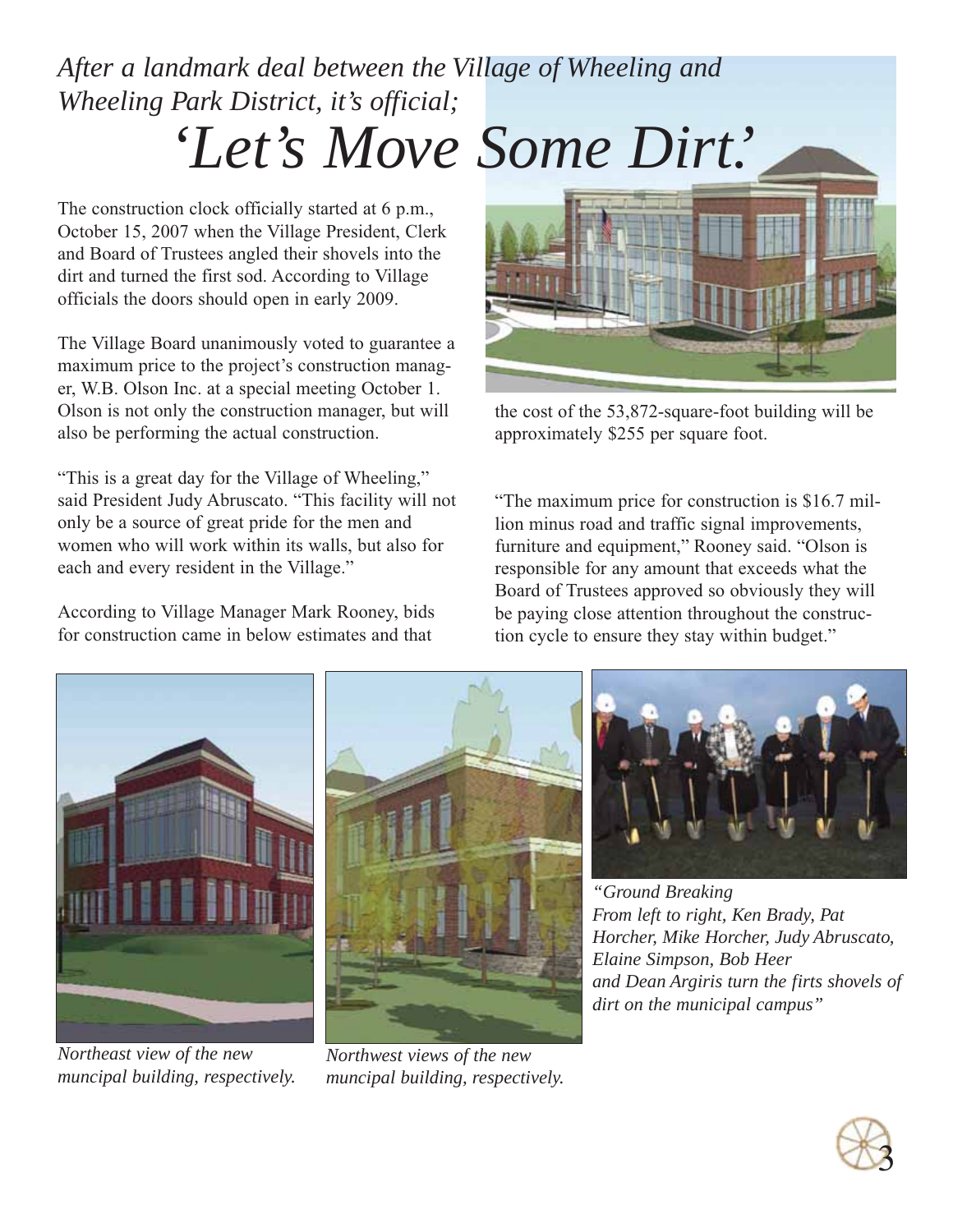*After a landmark deal between the Village of Wheeling and Wheeling Park District, it's official;*

# *'Let's Move Some Dirt.'*

The construction clock officially started at 6 p.m., October 15, 2007 when the Village President, Clerk and Board of Trustees angled their shovels into the dirt and turned the first sod. According to Village officials the doors should open in early 2009.

The Village Board unanimously voted to guarantee a maximum price to the project's construction manager, W.B. Olson Inc. at a special meeting October 1. Olson is not only the construction manager, but will also be performing the actual construction.

"This is a great day for the Village of Wheeling," said President Judy Abruscato. "This facility will not only be a source of great pride for the men and women who will work within its walls, but also for each and every resident in the Village."

According to Village Manager Mark Rooney, bids for construction came in below estimates and that the cost of the 53,872-square-foot building will be approximately $255 per square foot.

"The maximum price for construction is $16.7 million minus road and traffic signal improvements, furniture and equipment," Rooney said. "Olson is responsible for any amount that exceeds what the Board of Trustees approved so obviously they will be paying close attention throughout the construction cycle to ensure they stay within budget."

*Northeast view of the new muncipal building, respectively.*

*Northwest views of the new muncipal building, respectively.*

*"Ground Breaking From left to right, Ken Brady, Pat Horcher, Mike Horcher, Judy Abruscato, Elaine Simpson, Bob Heer and Dean Argiris turn the firts shovels of dirt on the municipal campus"*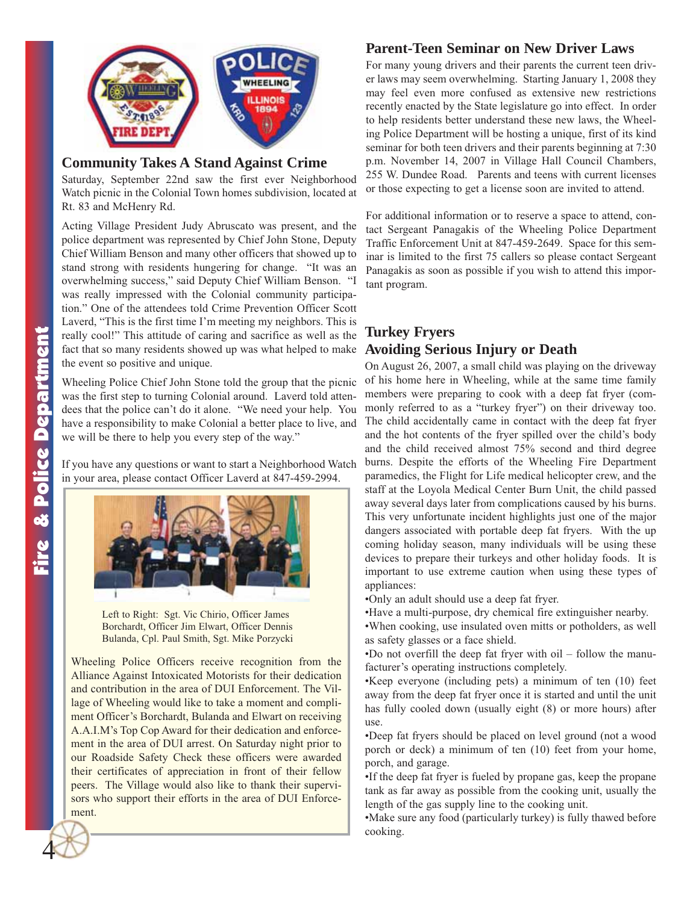## Community Takes A Stand Against Crime

Saturday, September 22nd saw the first ever Neighborhood Watch picnic in the Colonial Town homes subdivision, located at Rt. 83 and McHenry Rd.

Acting Village President Judy Abruscato was present, and the police department was represented by Chief John Stone, Deputy Chief William Benson and many other officers that showed up to stand strong with residents hungering for change. "It was an overwhelming success," said Deputy Chief William Benson. "I was really impressed with the Colonial community participation." One of the attendees told Crime Prevention Officer Scott Laverd, "This is the first time I'm meeting my neighbors. This is really cool!" This attitude of caring and sacrifice as well as the fact that so many residents showed up was what helped to make the event so positive and unique.

Wheeling Police Chief John Stone told the group that the picnic was the first step to turning Colonial around. Laverd told attendees that the police can't do it alone. "We need your help. You have a responsibility to make Colonial a better place to live, and we will be there to help you every step of the way."

If you have any questions or want to start a Neighborhood Watch in your area, please contact Officer Laverd at 847-459-2994.

Left to Right: Sgt. Vic Chirio, Officer James Borchardt, Officer Jim Elwart, Officer Dennis Bulanda, Cpl. Paul Smith, Sgt. Mike Porzycki

Wheeling Police Officers receive recognition from the Alliance Against Intoxicated Motorists for their dedication and contribution in the area of DUI Enforcement. The Village of Wheeling would like to take a moment and compliment Officer's Borchardt, Bulanda and Elwart on receiving A.A.I.M's Top Cop Award for their dedication and enforcement in the area of DUI arrest. On Saturday night prior to our Roadside Safety Check these officers were awarded their certificates of appreciation in front of their fellow peers. The Village would also like to thank their supervisors who support their efforts in the area of DUI Enforcement.

## Parent-Teen Seminar on New Driver Laws

For many young drivers and their parents the current teen driver laws may seem overwhelming. Starting January 1, 2008 they may feel even more confused as extensive new restrictions recently enacted by the State legislature go into effect. In order to help residents better understand these new laws, the Wheeling Police Department will be hosting a unique, first of its kind seminar for both teen drivers and their parents beginning at 7:30 p.m. November 14, 2007 in Village Hall Council Chambers, 255 W. Dundee Road. Parents and teens with current licenses or those expecting to get a license soon are invited to attend.

For additional information or to reserve a space to attend, contact Sergeant Panagakis of the Wheeling Police Department Traffic Enforcement Unit at 847-459-2649. Space for this seminar is limited to the first 75 callers so please contact Sergeant Panagakis as soon as possible if you wish to attend this important program.

## Turkey Fryers Avoiding Serious Injury or Death

On August 26, 2007, a small child was playing on the driveway of his home here in Wheeling, while at the same time family members were preparing to cook with a deep fat fryer (commonly referred to as a "turkey fryer") on their driveway too. The child accidentally came in contact with the deep fat fryer and the hot contents of the fryer spilled over the child's body and the child received almost 75% second and third degree burns. Despite the efforts of the Wheeling Fire Department paramedics, the Flight for Life medical helicopter crew, and the staff at the Loyola Medical Center Burn Unit, the child passed away several days later from complications caused by his burns. This very unfortunate incident highlights just one of the major dangers associated with portable deep fat fryers. With the up coming holiday season, many individuals will be using these devices to prepare their turkeys and other holiday foods. It is important to use extreme caution when using these types of appliances:

- Only an adult should use a deep fat fryer.
- Have a multi-purpose, dry chemical fire extinguisher nearby.
- When cooking, use insulated oven mitts or potholders, as well as safety glasses or a face shield.
- Do not overfill the deep fat fryer with oil – follow the manufacturer's operating instructions completely.
- Keep everyone (including pets) a minimum of ten (10) feet away from the deep fat fryer once it is started and until the unit has fully cooled down (usually eight (8) or more hours) after use.
- Deep fat fryers should be placed on level ground (not a wood porch or deck) a minimum of ten (10) feet from your home, porch, and garage.
- If the deep fat fryer is fueled by propane gas, keep the propane tank as far away as possible from the cooking unit, usually the length of the gas supply line to the cooking unit.
- Make sure any food (particularly turkey) is fully thawed before cooking.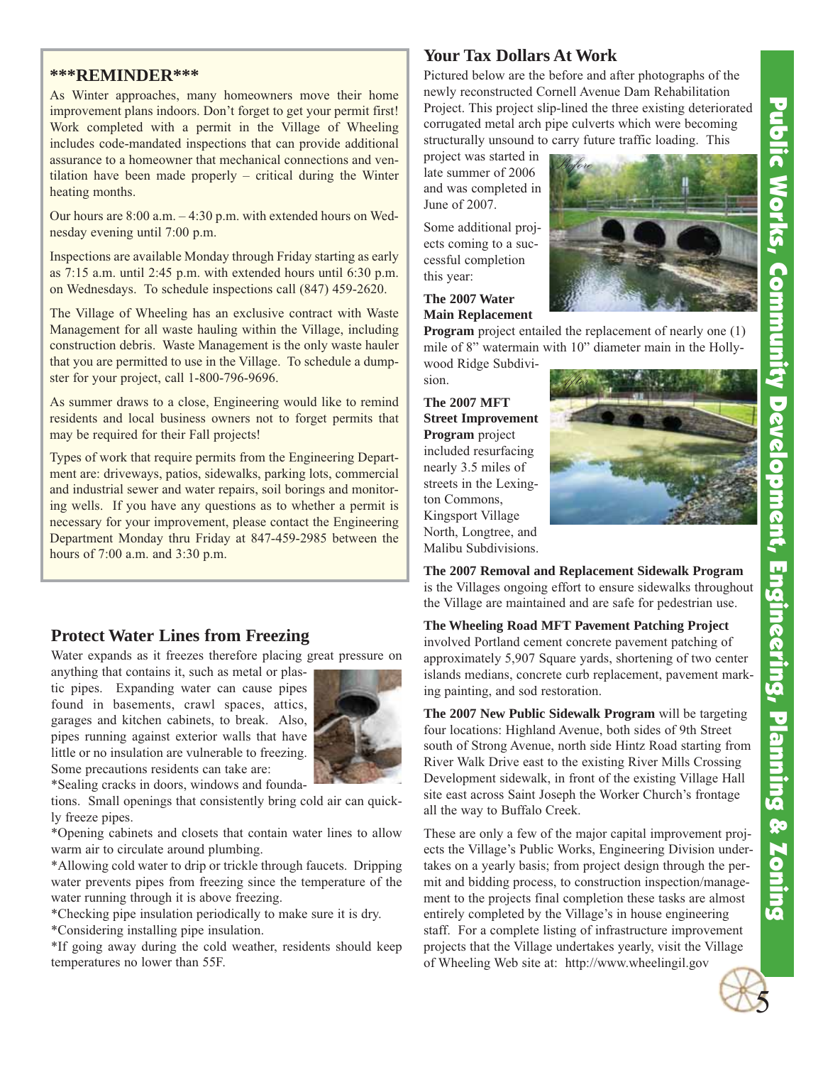## \*\*\*REMINDER\*\*\*

As Winter approaches, many homeowners move their home improvement plans indoors. Don't forget to get your permit first! Work completed with a permit in the Village of Wheeling includes code-mandated inspections that can provide additional assurance to a homeowner that mechanical connections and ventilation have been made properly – critical during the Winter heating months.

Our hours are 8:00 a.m. – 4:30 p.m. with extended hours on Wednesday evening until 7:00 p.m.

Inspections are available Monday through Friday starting as early as 7:15 a.m. until 2:45 p.m. with extended hours until 6:30 p.m. on Wednesdays. To schedule inspections call (847) 459-2620.

The Village of Wheeling has an exclusive contract with Waste Management for all waste hauling within the Village, including construction debris. Waste Management is the only waste hauler that you are permitted to use in the Village. To schedule a dumpster for your project, call 1-800-796-9696.

As summer draws to a close, Engineering would like to remind residents and local business owners not to forget permits that may be required for their Fall projects!

Types of work that require permits from the Engineering Department are: driveways, patios, sidewalks, parking lots, commercial and industrial sewer and water repairs, soil borings and monitoring wells. If you have any questions as to whether a permit is necessary for your improvement, please contact the Engineering Department Monday thru Friday at 847-459-2985 between the hours of 7:00 a.m. and 3:30 p.m.

## Protect Water Lines from Freezing

Water expands as it freezes therefore placing great pressure on anything that contains it, such as metal or plastic pipes. Expanding water can cause pipes found in basements, crawl spaces, attics, garages and kitchen cabinets, to break. Also, pipes running against exterior walls that have little or no insulation are vulnerable to freezing. Some precautions residents can take are:

*Sealing cracks in doors, windows and foundations. Small openings that consistently bring cold air can quickly freeze pipes.

*Opening cabinets and closets that contain water lines to allow warm air to circulate around plumbing.

*Allowing cold water to drip or trickle through faucets. Dripping water prevents pipes from freezing since the temperature of the water running through it is above freezing.

*Checking pipe insulation periodically to make sure it is dry.

*Considering installing pipe insulation.

*If going away during the cold weather, residents should keep temperatures no lower than 55F.

## Your Tax Dollars At Work

Pictured below are the before and after photographs of the newly reconstructed Cornell Avenue Dam Rehabilitation Project. This project slip-lined the three existing deteriorated corrugated metal arch pipe culverts which were becoming structurally unsound to carry future traffic loading. This project was started in late summer of 2006 and was completed in June of 2007.

*Before*

*After*

Some additional projects coming to a successful completion this year:

**The 2007 Water Main Replacement Program** project entailed the replacement of nearly one (1) mile of 8" watermain with 10" diameter main in the Hollywood Ridge Subdivision.

**The 2007 MFT Street Improvement Program** project included resurfacing nearly 3.5 miles of streets in the Lexington Commons, Kingsport Village North, Longtree, and Malibu Subdivisions.

**The 2007 Removal and Replacement Sidewalk Program** is the Villages ongoing effort to ensure sidewalks throughout the Village are maintained and are safe for pedestrian use.

**The Wheeling Road MFT Pavement Patching Project** involved Portland cement concrete pavement patching of approximately 5,907 Square yards, shortening of two center islands medians, concrete curb replacement, pavement marking painting, and sod restoration.

**The 2007 New Public Sidewalk Program** will be targeting four locations: Highland Avenue, both sides of 9th Street south of Strong Avenue, north side Hintz Road starting from River Walk Drive east to the existing River Mills Crossing Development sidewalk, in front of the existing Village Hall site east across Saint Joseph the Worker Church's frontage all the way to Buffalo Creek.

These are only a few of the major capital improvement projects the Village's Public Works, Engineering Division undertakes on a yearly basis; from project design through the permit and bidding process, to construction inspection/management to the projects final completion these tasks are almost entirely completed by the Village's in house engineering staff. For a complete listing of infrastructure improvement projects that the Village undertakes yearly, visit the Village of Wheeling Web site at: http://www.wheelingil.gov

Public Works, Community Development, Engineering, Planning & Zoning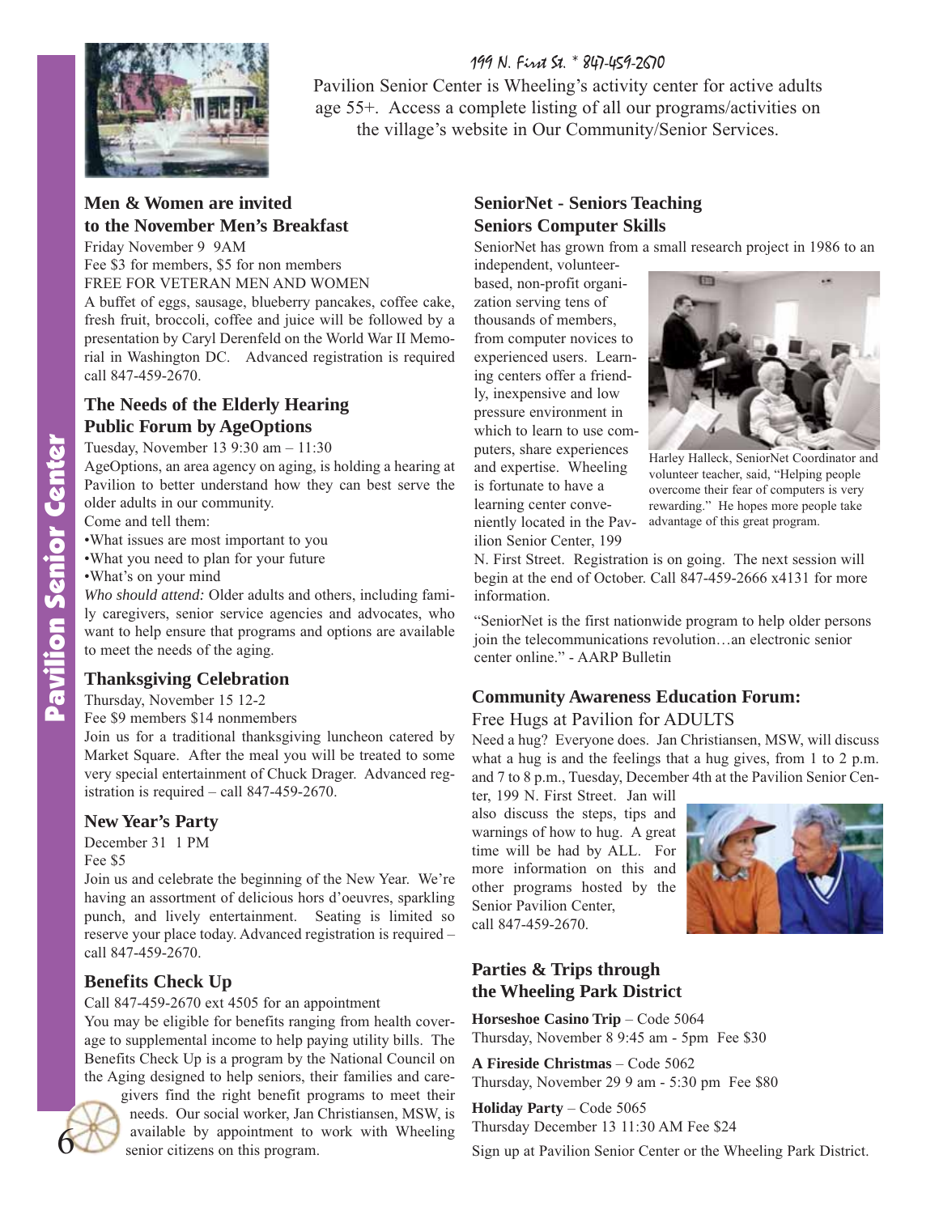199 N. First St. * 847-459-2670

Pavilion Senior Center is Wheeling's activity center for active adults age 55+. Access a complete listing of all our programs/activities on the village's website in Our Community/Senior Services.

## Men & Women are invited to the November Men's Breakfast

Friday November 9 9AM
Fee $3 for members, $5 for non members
FREE FOR VETERAN MEN AND WOMEN

A buffet of eggs, sausage, blueberry pancakes, coffee cake, fresh fruit, broccoli, coffee and juice will be followed by a presentation by Caryl Derenfeld on the World War II Memorial in Washington DC. Advanced registration is required call 847-459-2670.

## The Needs of the Elderly Hearing Public Forum by AgeOptions

Tuesday, November 13 9:30 am – 11:30

AgeOptions, an area agency on aging, is holding a hearing at Pavilion to better understand how they can best serve the older adults in our community.

Come and tell them:

- What issues are most important to you
- What you need to plan for your future
- What's on your mind

*Who should attend:* Older adults and others, including family caregivers, senior service agencies and advocates, who want to help ensure that programs and options are available to meet the needs of the aging.

## Thanksgiving Celebration

Thursday, November 15 12-2
Fee $9 members $14 nonmembers

Join us for a traditional thanksgiving luncheon catered by Market Square. After the meal you will be treated to some very special entertainment of Chuck Drager. Advanced registration is required – call 847-459-2670.

## New Year's Party

December 31 1 PM
Fee $5

Join us and celebrate the beginning of the New Year. We're having an assortment of delicious hors d'oeuvres, sparkling punch, and lively entertainment. Seating is limited so reserve your place today. Advanced registration is required – call 847-459-2670.

## Benefits Check Up

Call 847-459-2670 ext 4505 for an appointment

You may be eligible for benefits ranging from health coverage to supplemental income to helping paying utility bills. The Benefits Check Up is a program by the National Council on the Aging designed to help seniors, their families and caregivers find the right benefit programs to meet their needs. Our social worker, Jan Christiansen, MSW, is available by appointment to work with Wheeling senior citizens on this program.

## SeniorNet - Seniors Teaching Seniors Computer Skills

SeniorNet has grown from a small research project in 1986 to an independent, volunteer-based, non-profit organization serving tens of thousands of members, from computer novices to experienced users. Learning centers offer a friendly, inexpensive and low pressure environment in which to learn to use computers, share experiences and expertise. Wheeling is fortunate to have a learning center conveniently located in the Pavilion Senior Center, 199 N. First Street. Registration is on going. The next session will begin at the end of October. Call 847-459-2666 x4131 for more information.

Harley Halleck, SeniorNet Coordinator and volunteer teacher, said, "Helping people overcome their fear of computers is very rewarding." He hopes more people take advantage of this great program.

"SeniorNet is the first nationwide program to help older persons join the telecommunications revolution…an electronic senior center online." - AARP Bulletin

## Community Awareness Education Forum:

Free Hugs at Pavilion for ADULTS

Need a hug? Everyone does. Jan Christiansen, MSW, will discuss what a hug is and the feelings that a hug gives, from 1 to 2 p.m. and 7 to 8 p.m., Tuesday, December 4th at the Pavilion Senior Center, 199 N. First Street. Jan will also discuss the steps, tips and warnings of how to hug. A great time will be had by ALL. For more information on this and other programs hosted by the Senior Pavilion Center, call 847-459-2670.

## Parties & Trips through the Wheeling Park District

**Horseshoe Casino Trip** – Code 5064
Thursday, November 8 9:45 am - 5pm Fee $30

**A Fireside Christmas** – Code 5062
Thursday, November 29 9 am - 5:30 pm Fee $80

**Holiday Party** – Code 5065
Thursday December 13 11:30 AM Fee $24

Sign up at Pavilion Senior Center or the Wheeling Park District.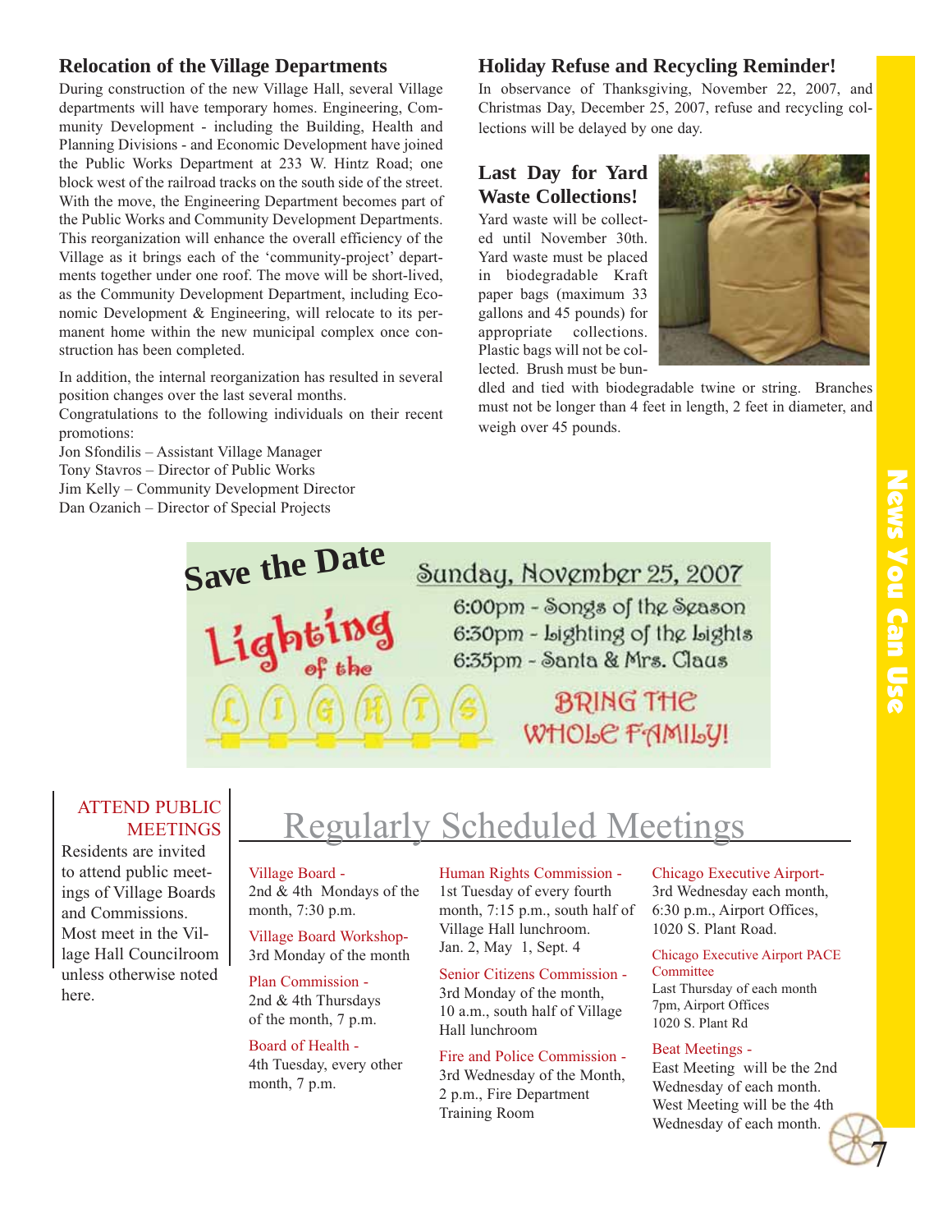## Relocation of the Village Departments

During construction of the new Village Hall, several Village departments will have temporary homes. Engineering, Community Development - including the Building, Health and Planning Divisions - and Economic Development have joined the Public Works Department at 233 W. Hintz Road; one block west of the railroad tracks on the south side of the street. With the move, the Engineering Department becomes part of the Public Works and Community Development Departments. This reorganization will enhance the overall efficiency of the Village as it brings each of the 'community-project' departments together under one roof. The move will be short-lived, as the Community Development Department, including Economic Development & Engineering, will relocate to its permanent home within the new municipal complex once construction has been completed.

In addition, the internal reorganization has resulted in several position changes over the last several months.

Congratulations to the following individuals on their recent promotions:

Jon Sfondilis – Assistant Village Manager
Tony Stavros – Director of Public Works
Jim Kelly – Community Development Director
Dan Ozanich – Director of Special Projects

## Holiday Refuse and Recycling Reminder!

In observance of Thanksgiving, November 22, 2007, and Christmas Day, December 25, 2007, refuse and recycling collections will be delayed by one day.

## Last Day for Yard Waste Collections!

Yard waste will be collected until November 30th. Yard waste must be placed in biodegradable Kraft paper bags (maximum 33 gallons and 45 pounds) for appropriate collections. Plastic bags will not be collected. Brush must be bundled and tied with biodegradable twine or string. Branches must not be longer than 4 feet in length, 2 feet in diameter, and weigh over 45 pounds.

## Save the Date

**Lighting of the LIGHTS**

Sunday, November 25, 2007

6:00pm - Songs of the Season
6:30pm - Lighting of the Lights
6:35pm - Santa & Mrs. Claus

BRING THE WHOLE FAMILY!

## ATTEND PUBLIC MEETINGS

Residents are invited to attend public meetings of Village Boards and Commissions. Most meet in the Village Hall Councilroom unless otherwise noted here.

## Regularly Scheduled Meetings

**Village Board -**
2nd & 4th Mondays of the month, 7:30 p.m.

**Village Board Workshop-**
3rd Monday of the month

**Plan Commission -**
2nd & 4th Thursdays of the month, 7 p.m.

**Board of Health -**
4th Tuesday, every other month, 7 p.m.

**Human Rights Commission -**
1st Tuesday of every fourth month, 7:15 p.m., south half of Village Hall lunchroom. Jan. 2, May 1, Sept. 4

**Senior Citizens Commission -**
3rd Monday of the month, 10 a.m., south half of Village Hall lunchroom

**Fire and Police Commission -**
3rd Wednesday of the Month, 2 p.m., Fire Department Training Room

**Chicago Executive Airport-**
3rd Wednesday each month, 6:30 p.m., Airport Offices, 1020 S. Plant Road.

**Chicago Executive Airport PACE Committee**
Last Thursday of each month
7pm, Airport Offices
1020 S. Plant Rd

**Beat Meetings -**
East Meeting will be the 2nd Wednesday of each month.
West Meeting will be the 4th Wednesday of each month.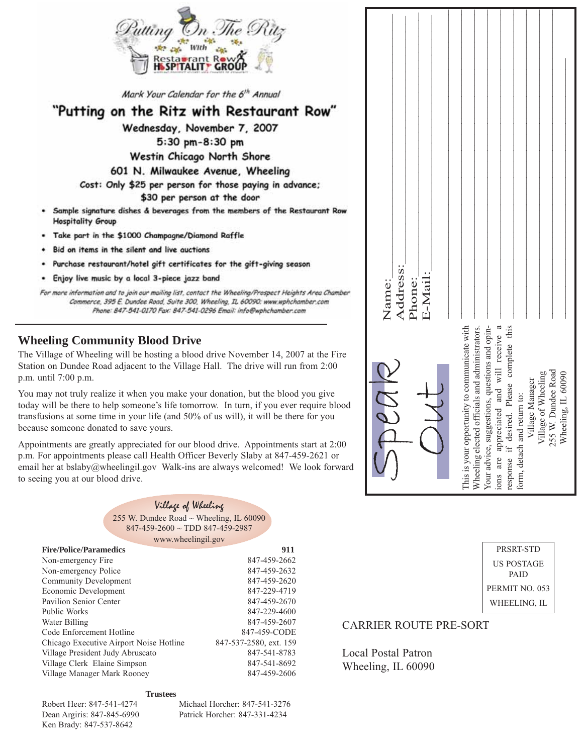## Putting On The Ritz with Restaurant Row Hospitality Group

*Mark Your Calendar for the 6th Annual*

### "Putting on the Ritz with Restaurant Row"

**Wednesday, November 7, 2007**
**5:30 pm-8:30 pm**
**Westin Chicago North Shore**
**601 N. Milwaukee Avenue, Wheeling**

Cost: Only $25 per person for those paying in advance;
$30 per person at the door

- Sample signature dishes & beverages from the members of the Restaurant Row Hospitality Group
- Take part in the $1000 Champagne/Diamond Raffle
- Bid on items in the silent and live auctions
- Purchase restaurant/hotel gift certificates for the gift-giving season
- Enjoy live music by a local 3-piece jazz band

*For more information and to join our mailing list, contact the Wheeling/Prospect Heights Area Chamber Commerce, 395 E. Dundee Road, Suite 300, Wheeling, IL 60090: www.wphchamber.com Phone: 847-541-0170 Fax: 847-541-0296 Email: info@wphchamber.com*

## Wheeling Community Blood Drive

The Village of Wheeling will be hosting a blood drive November 14, 2007 at the Fire Station on Dundee Road adjacent to the Village Hall. The drive will run from 2:00 p.m. until 7:00 p.m.

You may not truly realize it when you make your donation, but the blood you give today will be there to help someone's life tomorrow. In turn, if you ever require blood transfusions at some time in your life (and 50% of us will), it will be there for you because someone donated to save yours.

Appointments are greatly appreciated for our blood drive. Appointments start at 2:00 p.m. For appointments please call Health Officer Beverly Slaby at 847-459-2621 or email her at bslaby@wheelingil.gov Walk-ins are always welcomed! We look forward to seeing you at our blood drive.

## Speak Out

Name: \_\_\_\_\_\_\_\_\_\_\_\_\_\_\_\_\_\_\_\_
Address: \_\_\_\_\_\_\_\_\_\_\_\_\_\_\_\_\_\_\_\_
Phone: \_\_\_\_\_\_\_\_\_\_\_\_\_\_\_\_\_\_\_\_
E-Mail: \_\_\_\_\_\_\_\_\_\_\_\_\_\_\_\_\_\_\_\_

This is your opportunity to communicate with Wheeling elected officials and administrators. Your advice, suggestions, questions and opinions are appreciated and will receive a response if desired. Please complete this form, detach and return to:

Village Manager
Village of Wheeling
255 W. Dundee Road
Wheeling, IL 60090

## Village of Wheeling

255 W. Dundee Road ~ Wheeling, IL 60090
847-459-2600 ~ TDD 847-459-2987
www.wheelingil.gov

| | |
|---|---|
| **Fire/Police/Paramedics** | **911** |
| Non-emergency Fire | 847-459-2662 |
| Non-emergency Police | 847-459-2632 |
| Community Development | 847-459-2620 |
| Economic Development | 847-229-4719 |
| Pavilion Senior Center | 847-459-2670 |
| Public Works | 847-229-4600 |
| Water Billing | 847-459-2607 |
| Code Enforcement Hotline | 847-459-CODE |
| Chicago Executive Airport Noise Hotline | 847-537-2580, ext. 159 |
| Village President Judy Abruscato | 847-541-8783 |
| Village Clerk Elaine Simpson | 847-541-8692 |
| Village Manager Mark Rooney | 847-459-2606 |

**Trustees**

| | |
|---|---|
| Robert Heer: 847-541-4274 | Michael Horcher: 847-541-3276 |
| Dean Argiris: 847-845-6990 | Patrick Horcher: 847-331-4234 |
| Ken Brady: 847-537-8642 | |

PRSRT-STD
US POSTAGE
PAID
PERMIT NO. 053
WHEELING, IL

CARRIER ROUTE PRE-SORT

Local Postal Patron
Wheeling, IL 60090